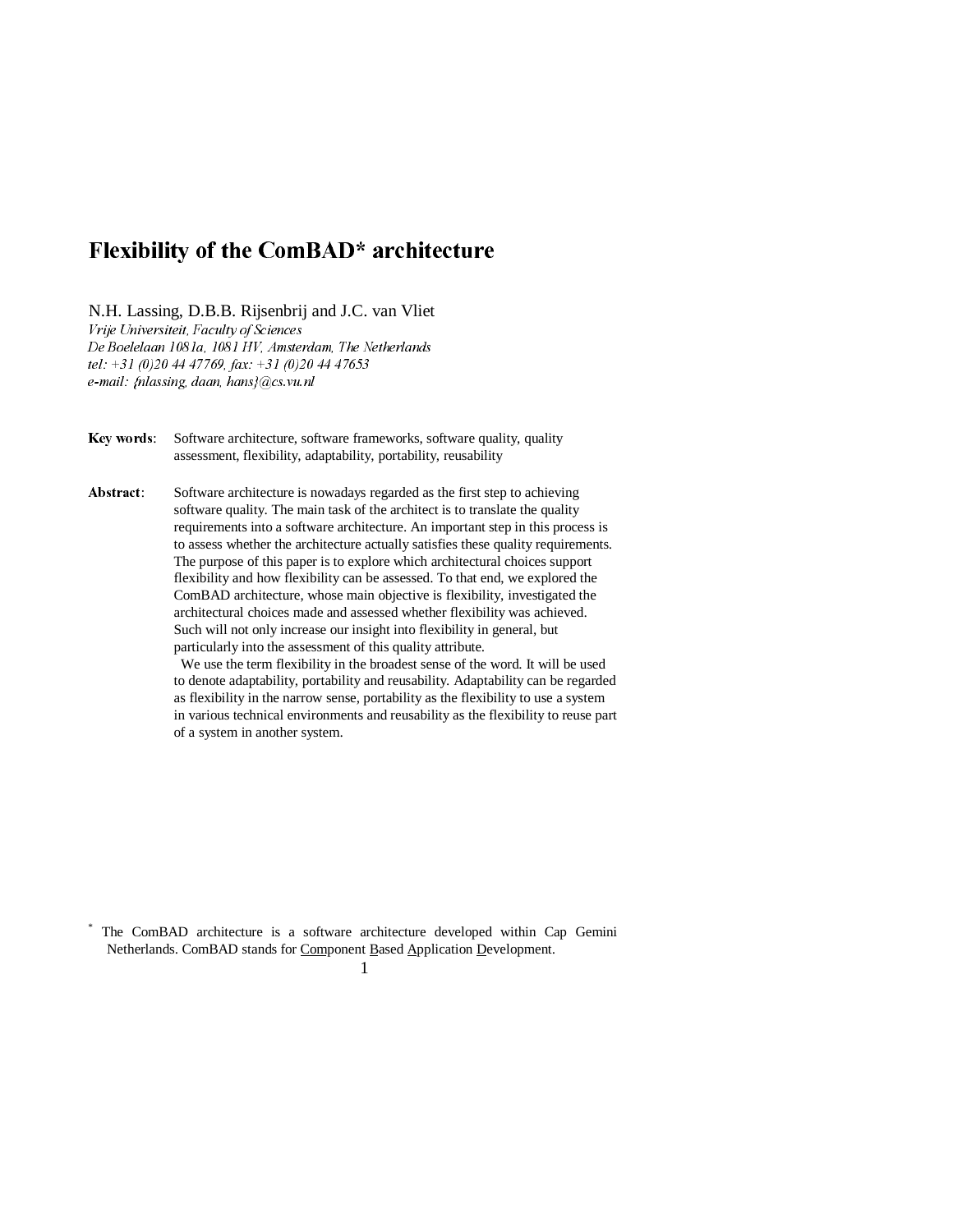# Flexibility of the ComBAD* architecture

N.H. Lassing, D.B.B. Rijsenbrij and J.C. van Vliet
*Vrije Universiteit, Faculty of Sciences*
*De Boelelaan 1081a, 1081 HV, Amsterdam, The Netherlands*
*tel: +31 (0)20 44 47769, fax: +31 (0)20 44 47653*
*e-mail: {nlassing, daan, hans}@cs.vu.nl*

**Key words**: Software architecture, software frameworks, software quality, quality assessment, flexibility, adaptability, portability, reusability

**Abstract**: Software architecture is nowadays regarded as the first step to achieving software quality. The main task of the architect is to translate the quality requirements into a software architecture. An important step in this process is to assess whether the architecture actually satisfies these quality requirements. The purpose of this paper is to explore which architectural choices support flexibility and how flexibility can be assessed. To that end, we explored the ComBAD architecture, whose main objective is flexibility, investigated the architectural choices made and assessed whether flexibility was achieved. Such will not only increase our insight into flexibility in general, but particularly into the assessment of this quality attribute.

We use the term flexibility in the broadest sense of the word. It will be used to denote adaptability, portability and reusability. Adaptability can be regarded as flexibility in the narrow sense, portability as the flexibility to use a system in various technical environments and reusability as the flexibility to reuse part of a system in another system.

[*] The ComBAD architecture is a software architecture developed within Cap Gemini Netherlands. ComBAD stands for <u>Com</u>ponent <u>B</u>ased <u>A</u>pplication <u>D</u>evelopment.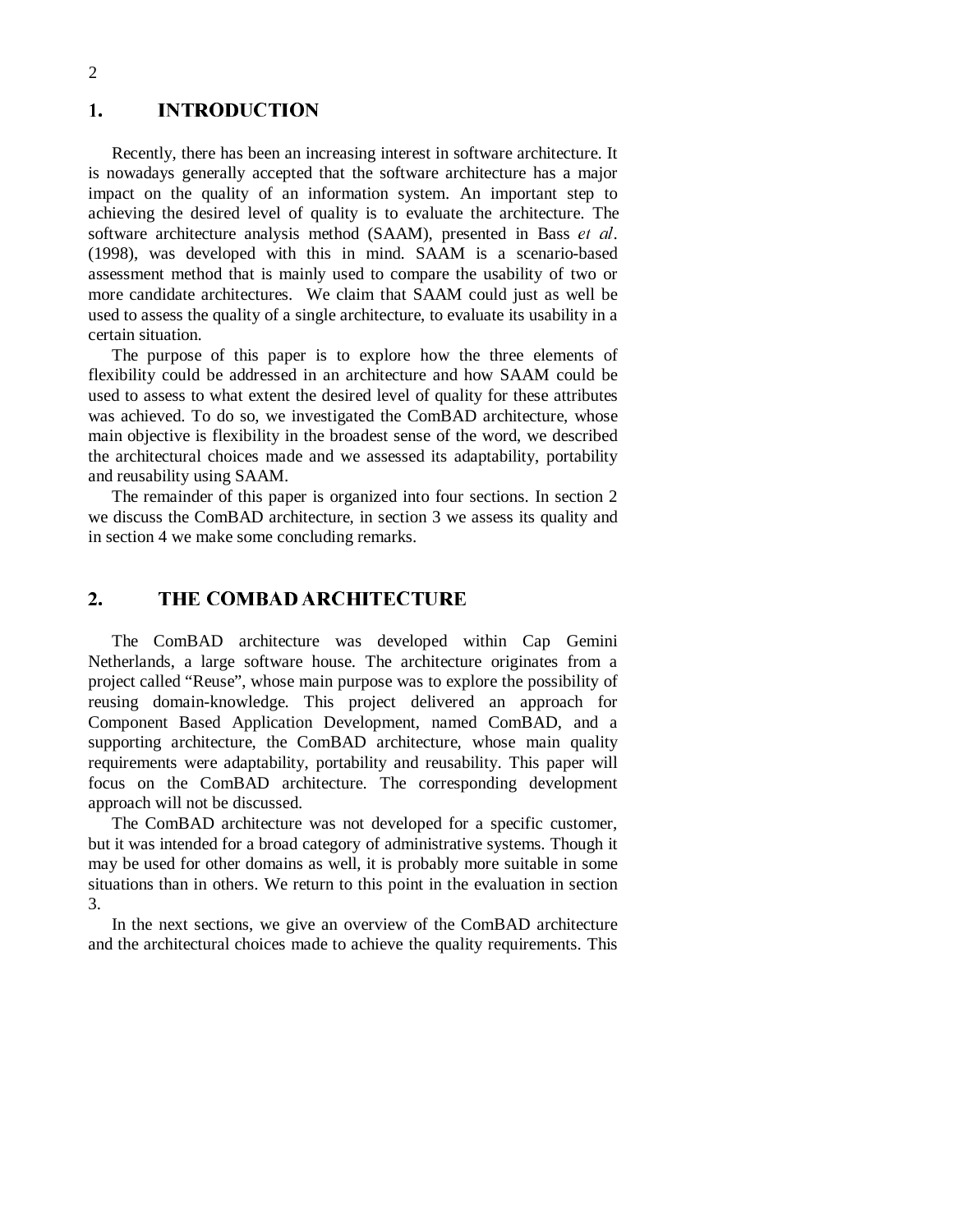## 1. INTRODUCTION

Recently, there has been an increasing interest in software architecture. It is nowadays generally accepted that the software architecture has a major impact on the quality of an information system. An important step to achieving the desired level of quality is to evaluate the architecture. The software architecture analysis method (SAAM), presented in Bass *et al*. (1998), was developed with this in mind. SAAM is a scenario-based assessment method that is mainly used to compare the usability of two or more candidate architectures. We claim that SAAM could just as well be used to assess the quality of a single architecture, to evaluate its usability in a certain situation.

The purpose of this paper is to explore how the three elements of flexibility could be addressed in an architecture and how SAAM could be used to assess to what extent the desired level of quality for these attributes was achieved. To do so, we investigated the ComBAD architecture, whose main objective is flexibility in the broadest sense of the word, we described the architectural choices made and we assessed its adaptability, portability and reusability using SAAM.

The remainder of this paper is organized into four sections. In section 2 we discuss the ComBAD architecture, in section 3 we assess its quality and in section 4 we make some concluding remarks.

## 2. THE COMBAD ARCHITECTURE

The ComBAD architecture was developed within Cap Gemini Netherlands, a large software house. The architecture originates from a project called "Reuse", whose main purpose was to explore the possibility of reusing domain-knowledge. This project delivered an approach for Component Based Application Development, named ComBAD, and a supporting architecture, the ComBAD architecture, whose main quality requirements were adaptability, portability and reusability. This paper will focus on the ComBAD architecture. The corresponding development approach will not be discussed.

The ComBAD architecture was not developed for a specific customer, but it was intended for a broad category of administrative systems. Though it may be used for other domains as well, it is probably more suitable in some situations than in others. We return to this point in the evaluation in section 3.

In the next sections, we give an overview of the ComBAD architecture and the architectural choices made to achieve the quality requirements. This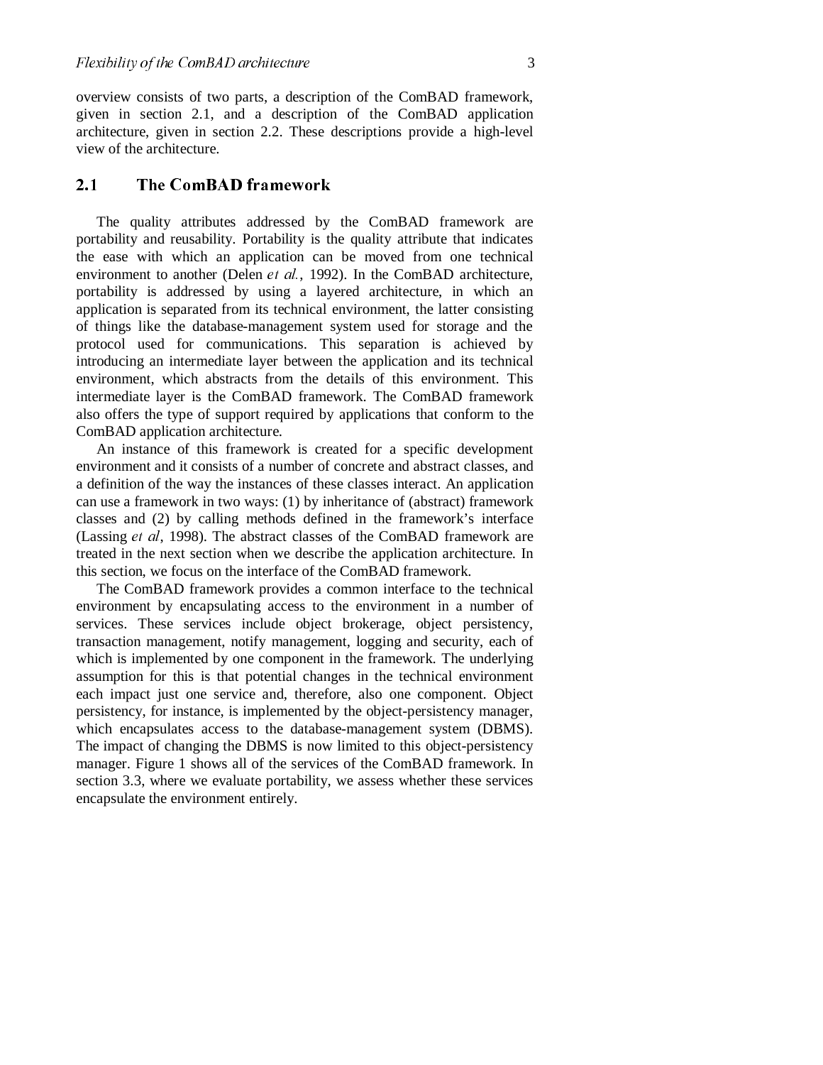overview consists of two parts, a description of the ComBAD framework, given in section 2.1, and a description of the ComBAD application architecture, given in section 2.2. These descriptions provide a high-level view of the architecture.

## 2.1 The ComBAD framework

The quality attributes addressed by the ComBAD framework are portability and reusability. Portability is the quality attribute that indicates the ease with which an application can be moved from one technical environment to another (Delen *et al.*, 1992). In the ComBAD architecture, portability is addressed by using a layered architecture, in which an application is separated from its technical environment, the latter consisting of things like the database-management system used for storage and the protocol used for communications. This separation is achieved by introducing an intermediate layer between the application and its technical environment, which abstracts from the details of this environment. This intermediate layer is the ComBAD framework. The ComBAD framework also offers the type of support required by applications that conform to the ComBAD application architecture.

An instance of this framework is created for a specific development environment and it consists of a number of concrete and abstract classes, and a definition of the way the instances of these classes interact. An application can use a framework in two ways: (1) by inheritance of (abstract) framework classes and (2) by calling methods defined in the framework's interface (Lassing *et al*, 1998). The abstract classes of the ComBAD framework are treated in the next section when we describe the application architecture. In this section, we focus on the interface of the ComBAD framework.

The ComBAD framework provides a common interface to the technical environment by encapsulating access to the environment in a number of services. These services include object brokerage, object persistency, transaction management, notify management, logging and security, each of which is implemented by one component in the framework. The underlying assumption for this is that potential changes in the technical environment each impact just one service and, therefore, also one component. Object persistency, for instance, is implemented by the object-persistency manager, which encapsulates access to the database-management system (DBMS). The impact of changing the DBMS is now limited to this object-persistency manager. Figure 1 shows all of the services of the ComBAD framework. In section 3.3, where we evaluate portability, we assess whether these services encapsulate the environment entirely.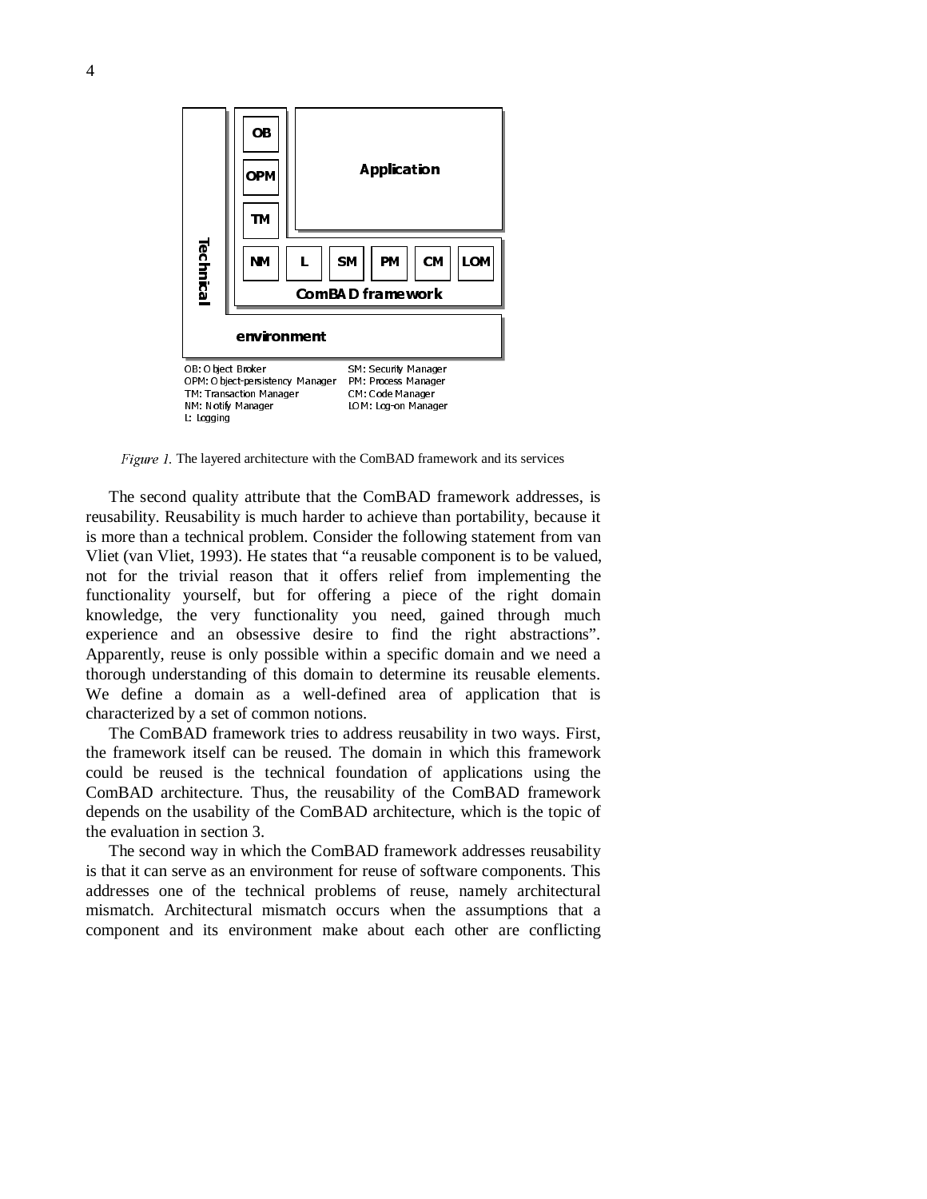*Figure 1.* The layered architecture with the ComBAD framework and its services

The second quality attribute that the ComBAD framework addresses, is reusability. Reusability is much harder to achieve than portability, because it is more than a technical problem. Consider the following statement from van Vliet (van Vliet, 1993). He states that "a reusable component is to be valued, not for the trivial reason that it offers relief from implementing the functionality yourself, but for offering a piece of the right domain knowledge, the very functionality you need, gained through much experience and an obsessive desire to find the right abstractions". Apparently, reuse is only possible within a specific domain and we need a thorough understanding of this domain to determine its reusable elements. We define a domain as a well-defined area of application that is characterized by a set of common notions.

The ComBAD framework tries to address reusability in two ways. First, the framework itself can be reused. The domain in which this framework could be reused is the technical foundation of applications using the ComBAD architecture. Thus, the reusability of the ComBAD framework depends on the usability of the ComBAD architecture, which is the topic of the evaluation in section 3.

The second way in which the ComBAD framework addresses reusability is that it can serve as an environment for reuse of software components. This addresses one of the technical problems of reuse, namely architectural mismatch. Architectural mismatch occurs when the assumptions that a component and its environment make about each other are conflicting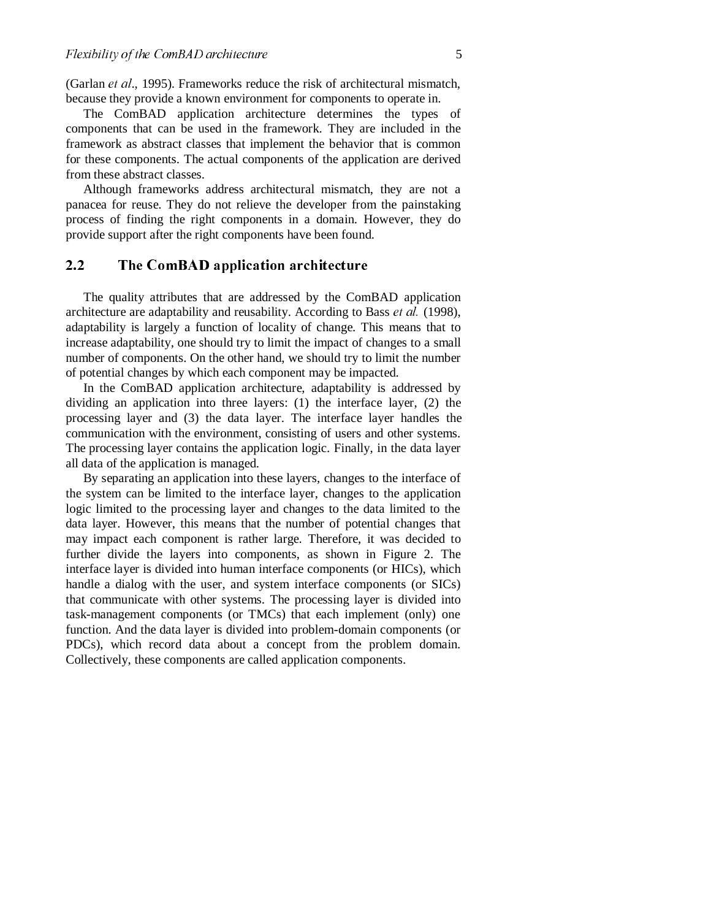(Garlan *et al*., 1995). Frameworks reduce the risk of architectural mismatch, because they provide a known environment for components to operate in.

The ComBAD application architecture determines the types of components that can be used in the framework. They are included in the framework as abstract classes that implement the behavior that is common for these components. The actual components of the application are derived from these abstract classes.

Although frameworks address architectural mismatch, they are not a panacea for reuse. They do not relieve the developer from the painstaking process of finding the right components in a domain. However, they do provide support after the right components have been found.

## 2.2 The ComBAD application architecture

The quality attributes that are addressed by the ComBAD application architecture are adaptability and reusability. According to Bass *et al.* (1998), adaptability is largely a function of locality of change. This means that to increase adaptability, one should try to limit the impact of changes to a small number of components. On the other hand, we should try to limit the number of potential changes by which each component may be impacted.

In the ComBAD application architecture, adaptability is addressed by dividing an application into three layers: (1) the interface layer, (2) the processing layer and (3) the data layer. The interface layer handles the communication with the environment, consisting of users and other systems. The processing layer contains the application logic. Finally, in the data layer all data of the application is managed.

By separating an application into these layers, changes to the interface of the system can be limited to the interface layer, changes to the application logic limited to the processing layer and changes to the data limited to the data layer. However, this means that the number of potential changes that may impact each component is rather large. Therefore, it was decided to further divide the layers into components, as shown in Figure 2. The interface layer is divided into human interface components (or HICs), which handle a dialog with the user, and system interface components (or SICs) that communicate with other systems. The processing layer is divided into task-management components (or TMCs) that each implement (only) one function. And the data layer is divided into problem-domain components (or PDCs), which record data about a concept from the problem domain. Collectively, these components are called application components.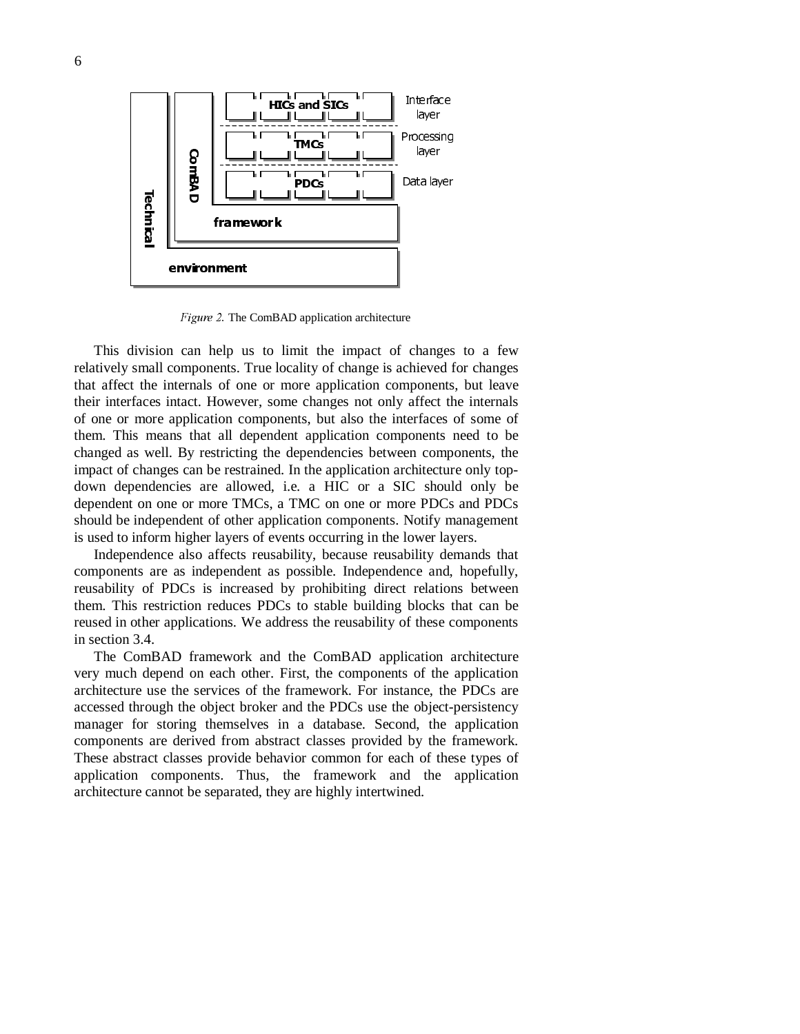*Figure 2.* The ComBAD application architecture

This division can help us to limit the impact of changes to a few relatively small components. True locality of change is achieved for changes that affect the internals of one or more application components, but leave their interfaces intact. However, some changes not only affect the internals of one or more application components, but also the interfaces of some of them. This means that all dependent application components need to be changed as well. By restricting the dependencies between components, the impact of changes can be restrained. In the application architecture only top-down dependencies are allowed, i.e. a HIC or a SIC should only be dependent on one or more TMCs, a TMC on one or more PDCs and PDCs should be independent of other application components. Notify management is used to inform higher layers of events occurring in the lower layers.

Independence also affects reusability, because reusability demands that components are as independent as possible. Independence and, hopefully, reusability of PDCs is increased by prohibiting direct relations between them. This restriction reduces PDCs to stable building blocks that can be reused in other applications. We address the reusability of these components in section 3.4.

The ComBAD framework and the ComBAD application architecture very much depend on each other. First, the components of the application architecture use the services of the framework. For instance, the PDCs are accessed through the object broker and the PDCs use the object-persistency manager for storing themselves in a database. Second, the application components are derived from abstract classes provided by the framework. These abstract classes provide behavior common for each of these types of application components. Thus, the framework and the application architecture cannot be separated, they are highly intertwined.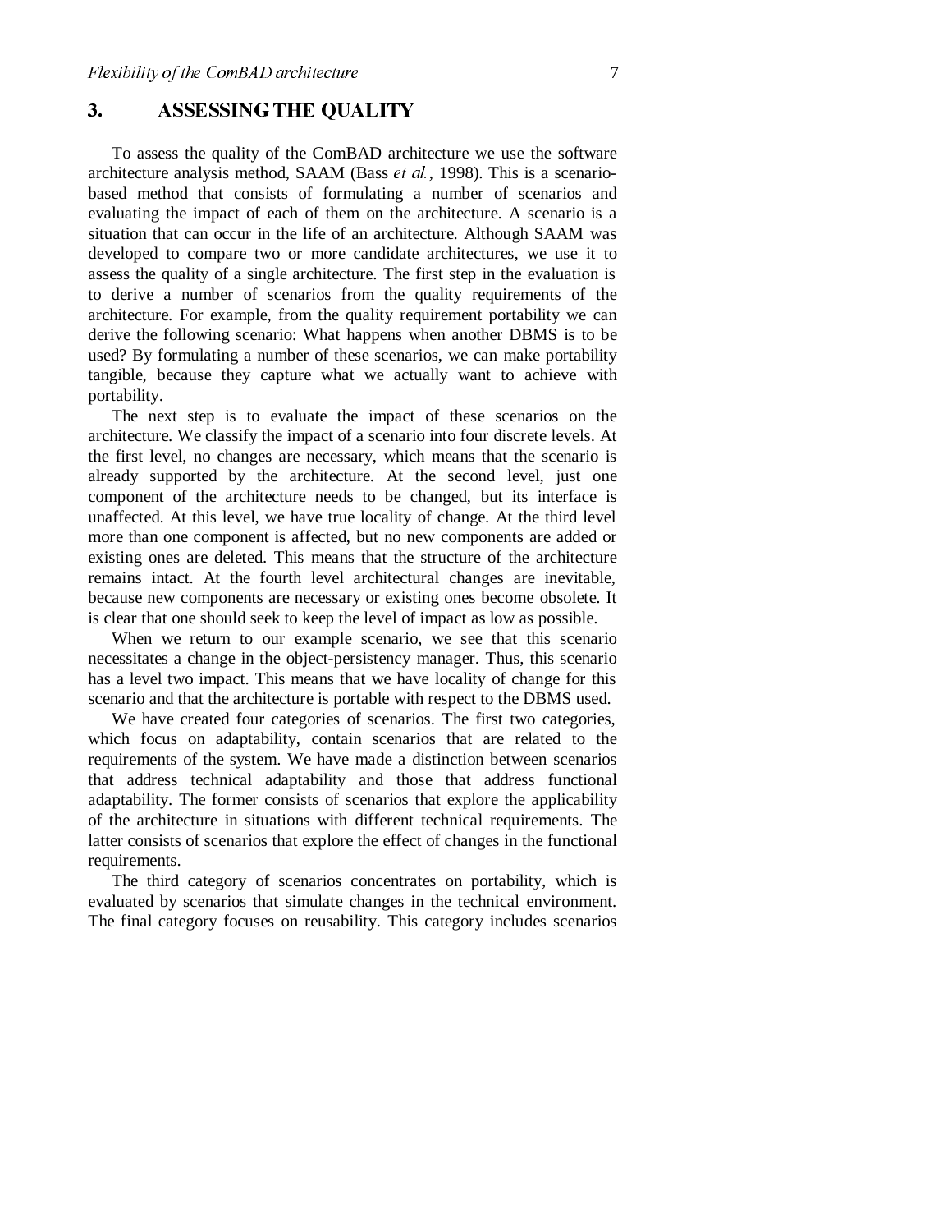## 3. ASSESSING THE QUALITY

To assess the quality of the ComBAD architecture we use the software architecture analysis method, SAAM (Bass *et al.*, 1998). This is a scenario-based method that consists of formulating a number of scenarios and evaluating the impact of each of them on the architecture. A scenario is a situation that can occur in the life of an architecture. Although SAAM was developed to compare two or more candidate architectures, we use it to assess the quality of a single architecture. The first step in the evaluation is to derive a number of scenarios from the quality requirements of the architecture. For example, from the quality requirement portability we can derive the following scenario: What happens when another DBMS is to be used? By formulating a number of these scenarios, we can make portability tangible, because they capture what we actually want to achieve with portability.

The next step is to evaluate the impact of these scenarios on the architecture. We classify the impact of a scenario into four discrete levels. At the first level, no changes are necessary, which means that the scenario is already supported by the architecture. At the second level, just one component of the architecture needs to be changed, but its interface is unaffected. At this level, we have true locality of change. At the third level more than one component is affected, but no new components are added or existing ones are deleted. This means that the structure of the architecture remains intact. At the fourth level architectural changes are inevitable, because new components are necessary or existing ones become obsolete. It is clear that one should seek to keep the level of impact as low as possible.

When we return to our example scenario, we see that this scenario necessitates a change in the object-persistency manager. Thus, this scenario has a level two impact. This means that we have locality of change for this scenario and that the architecture is portable with respect to the DBMS used.

We have created four categories of scenarios. The first two categories, which focus on adaptability, contain scenarios that are related to the requirements of the system. We have made a distinction between scenarios that address technical adaptability and those that address functional adaptability. The former consists of scenarios that explore the applicability of the architecture in situations with different technical requirements. The latter consists of scenarios that explore the effect of changes in the functional requirements.

The third category of scenarios concentrates on portability, which is evaluated by scenarios that simulate changes in the technical environment. The final category focuses on reusability. This category includes scenarios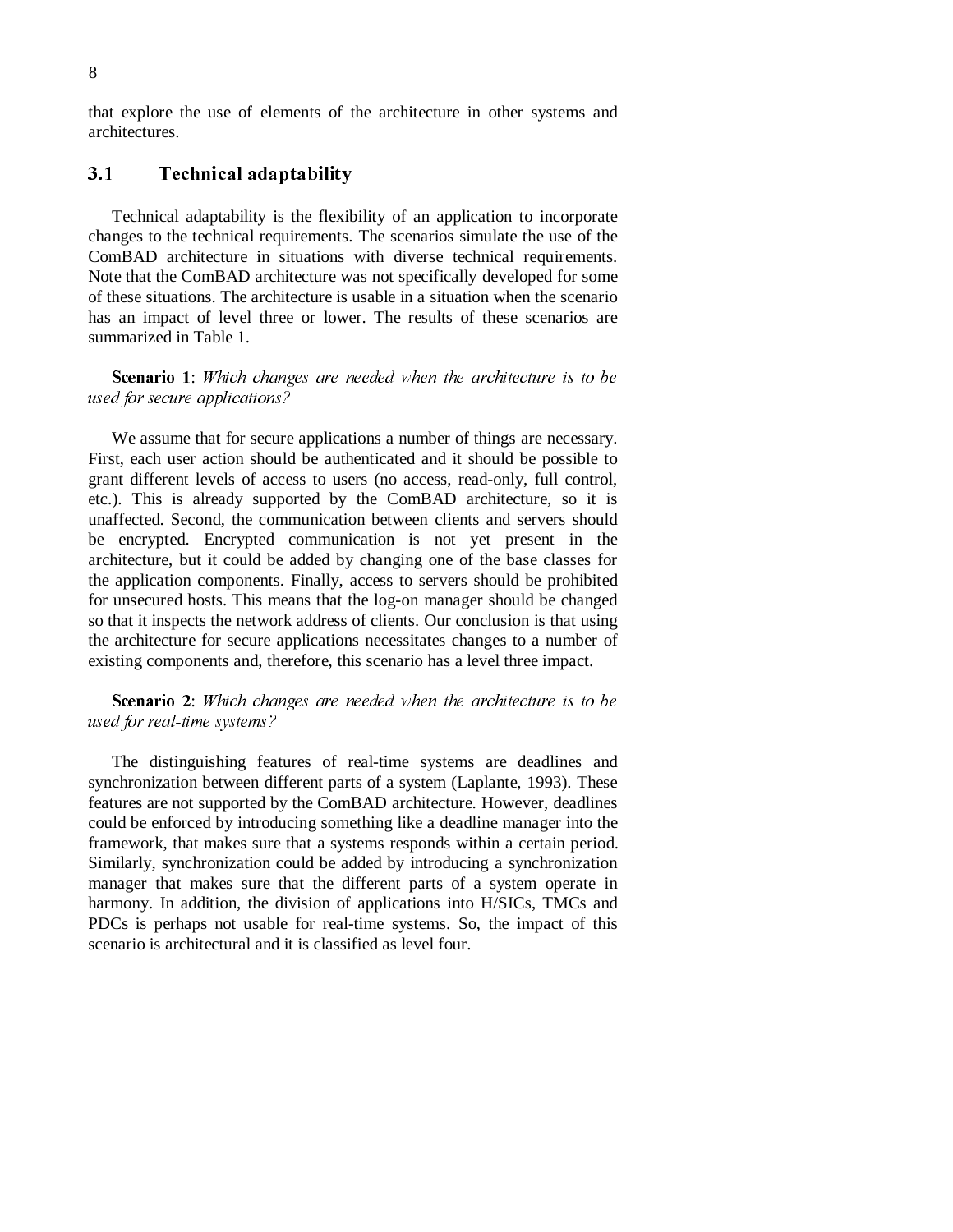that explore the use of elements of the architecture in other systems and architectures.

## 3.1 Technical adaptability

Technical adaptability is the flexibility of an application to incorporate changes to the technical requirements. The scenarios simulate the use of the ComBAD architecture in situations with diverse technical requirements. Note that the ComBAD architecture was not specifically developed for some of these situations. The architecture is usable in a situation when the scenario has an impact of level three or lower. The results of these scenarios are summarized in Table 1.

**Scenario 1**: *Which changes are needed when the architecture is to be used for secure applications?*

We assume that for secure applications a number of things are necessary. First, each user action should be authenticated and it should be possible to grant different levels of access to users (no access, read-only, full control, etc.). This is already supported by the ComBAD architecture, so it is unaffected. Second, the communication between clients and servers should be encrypted. Encrypted communication is not yet present in the architecture, but it could be added by changing one of the base classes for the application components. Finally, access to servers should be prohibited for unsecured hosts. This means that the log-on manager should be changed so that it inspects the network address of clients. Our conclusion is that using the architecture for secure applications necessitates changes to a number of existing components and, therefore, this scenario has a level three impact.

**Scenario 2**: *Which changes are needed when the architecture is to be used for real-time systems?*

The distinguishing features of real-time systems are deadlines and synchronization between different parts of a system (Laplante, 1993). These features are not supported by the ComBAD architecture. However, deadlines could be enforced by introducing something like a deadline manager into the framework, that makes sure that a systems responds within a certain period. Similarly, synchronization could be added by introducing a synchronization manager that makes sure that the different parts of a system operate in harmony. In addition, the division of applications into H/SICs, TMCs and PDCs is perhaps not usable for real-time systems. So, the impact of this scenario is architectural and it is classified as level four.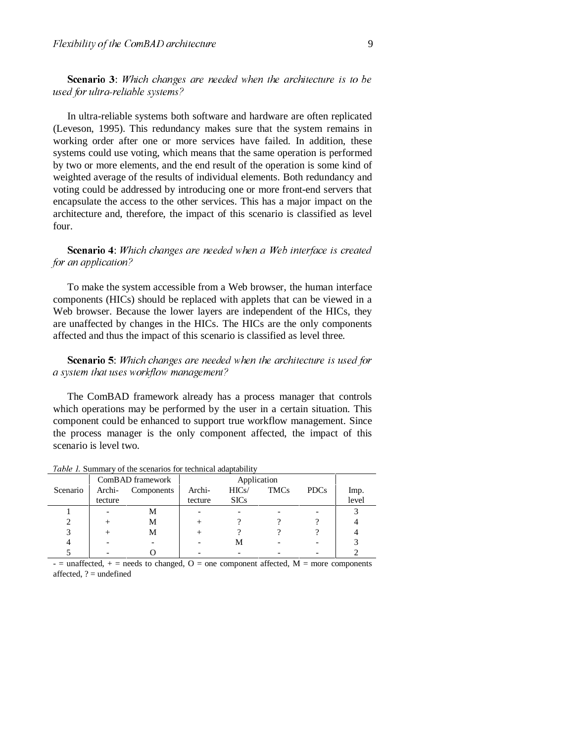**Scenario 3**: *Which changes are needed when the architecture is to be used for ultra-reliable systems?*

In ultra-reliable systems both software and hardware are often replicated (Leveson, 1995). This redundancy makes sure that the system remains in working order after one or more services have failed. In addition, these systems could use voting, which means that the same operation is performed by two or more elements, and the end result of the operation is some kind of weighted average of the results of individual elements. Both redundancy and voting could be addressed by introducing one or more front-end servers that encapsulate the access to the other services. This has a major impact on the architecture and, therefore, the impact of this scenario is classified as level four.

**Scenario 4**: *Which changes are needed when a Web interface is created for an application?*

To make the system accessible from a Web browser, the human interface components (HICs) should be replaced with applets that can be viewed in a Web browser. Because the lower layers are independent of the HICs, they are unaffected by changes in the HICs. The HICs are the only components affected and thus the impact of this scenario is classified as level three.

**Scenario 5**: *Which changes are needed when the architecture is used for a system that uses workflow management?*

The ComBAD framework already has a process manager that controls which operations may be performed by the user in a certain situation. This component could be enhanced to support true workflow management. Since the process manager is the only component affected, the impact of this scenario is level two.

*Table 1.* Summary of the scenarios for technical adaptability

| Scenario | ComBAD framework | | Application | | | | Imp. level |
|---|---|---|---|---|---|---|---|
| | Archi-tecture | Components | Archi-tecture | HICs/ SICs | TMCs | PDCs | |
| 1 | - | M | - | - | - | - | 3 |
| 2 | + | M | + | ? | ? | ? | 4 |
| 3 | + | M | + | ? | ? | ? | 4 |
| 4 | - | - | - | M | - | - | 3 |
| 5 | - | O | - | - | - | - | 2 |

- = unaffected, + = needs to changed, O = one component affected, M = more components affected, ? = undefined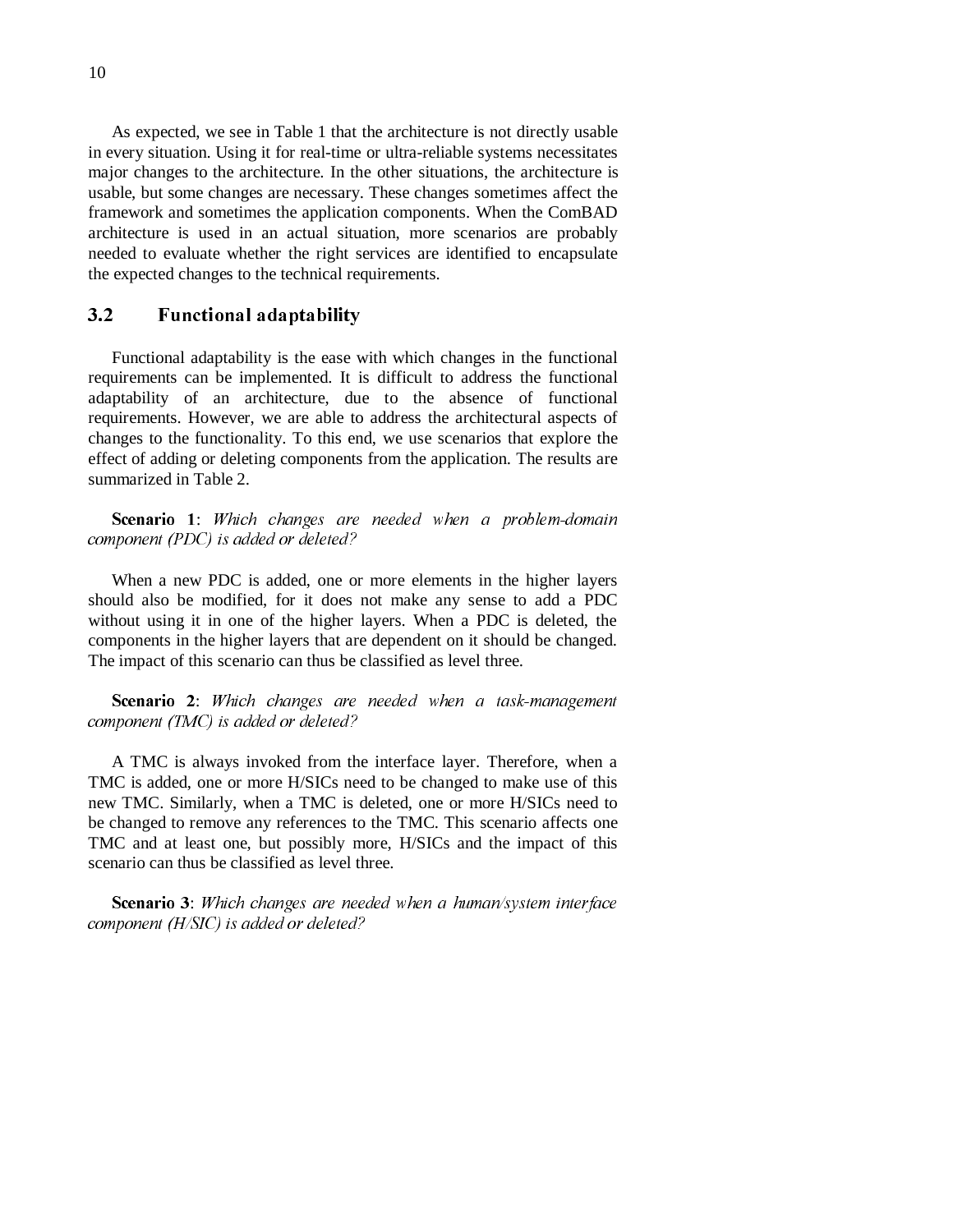As expected, we see in Table 1 that the architecture is not directly usable in every situation. Using it for real-time or ultra-reliable systems necessitates major changes to the architecture. In the other situations, the architecture is usable, but some changes are necessary. These changes sometimes affect the framework and sometimes the application components. When the ComBAD architecture is used in an actual situation, more scenarios are probably needed to evaluate whether the right services are identified to encapsulate the expected changes to the technical requirements.

## 3.2 Functional adaptability

Functional adaptability is the ease with which changes in the functional requirements can be implemented. It is difficult to address the functional adaptability of an architecture, due to the absence of functional requirements. However, we are able to address the architectural aspects of changes to the functionality. To this end, we use scenarios that explore the effect of adding or deleting components from the application. The results are summarized in Table 2.

**Scenario 1**: *Which changes are needed when a problem-domain component (PDC) is added or deleted?*

When a new PDC is added, one or more elements in the higher layers should also be modified, for it does not make any sense to add a PDC without using it in one of the higher layers. When a PDC is deleted, the components in the higher layers that are dependent on it should be changed. The impact of this scenario can thus be classified as level three.

**Scenario 2**: *Which changes are needed when a task-management component (TMC) is added or deleted?*

A TMC is always invoked from the interface layer. Therefore, when a TMC is added, one or more H/SICs need to be changed to make use of this new TMC. Similarly, when a TMC is deleted, one or more H/SICs need to be changed to remove any references to the TMC. This scenario affects one TMC and at least one, but possibly more, H/SICs and the impact of this scenario can thus be classified as level three.

**Scenario 3**: *Which changes are needed when a human/system interface component (H/SIC) is added or deleted?*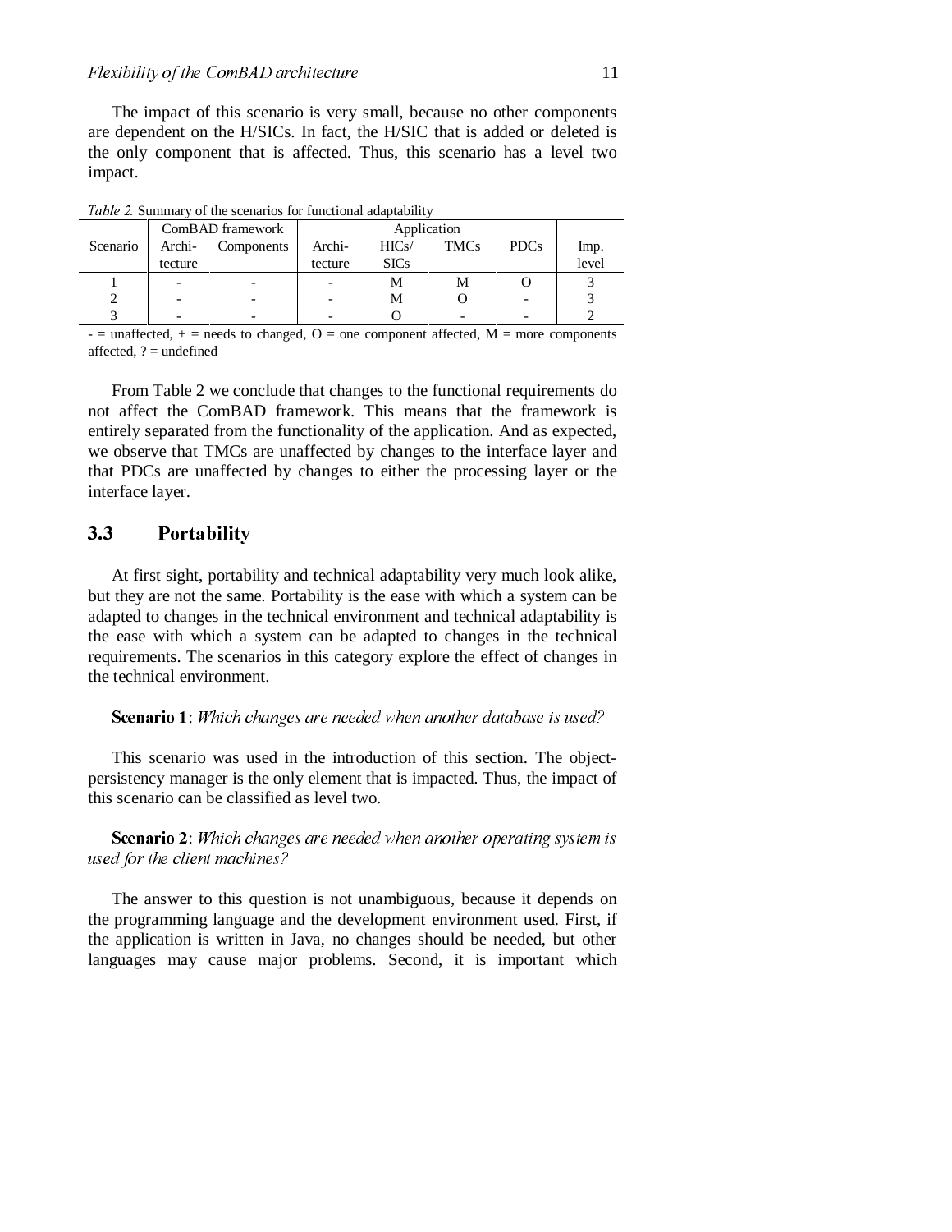The impact of this scenario is very small, because no other components are dependent on the H/SICs. In fact, the H/SIC that is added or deleted is the only component that is affected. Thus, this scenario has a level two impact.

*Table 2.* Summary of the scenarios for functional adaptability

| | ComBAD framework | | Application | | | | |
|---|---|---|---|---|---|---|---|
| Scenario | Archi-tecture | Components | Archi-tecture | HICs/SICs | TMCs | PDCs | Imp. level |
| 1 | - | - | - | M | M | O | 3 |
| 2 | - | - | - | M | O | - | 3 |
| 3 | - | - | - | O | - | - | 2 |

- = unaffected, + = needs to changed, O = one component affected, M = more components affected, ? = undefined

From Table 2 we conclude that changes to the functional requirements do not affect the ComBAD framework. This means that the framework is entirely separated from the functionality of the application. And as expected, we observe that TMCs are unaffected by changes to the interface layer and that PDCs are unaffected by changes to either the processing layer or the interface layer.

## 3.3 Portability

At first sight, portability and technical adaptability very much look alike, but they are not the same. Portability is the ease with which a system can be adapted to changes in the technical environment and technical adaptability is the ease with which a system can be adapted to changes in the technical requirements. The scenarios in this category explore the effect of changes in the technical environment.

**Scenario 1**: *Which changes are needed when another database is used?*

This scenario was used in the introduction of this section. The object-persistency manager is the only element that is impacted. Thus, the impact of this scenario can be classified as level two.

**Scenario 2**: *Which changes are needed when another operating system is used for the client machines?*

The answer to this question is not unambiguous, because it depends on the programming language and the development environment used. First, if the application is written in Java, no changes should be needed, but other languages may cause major problems. Second, it is important which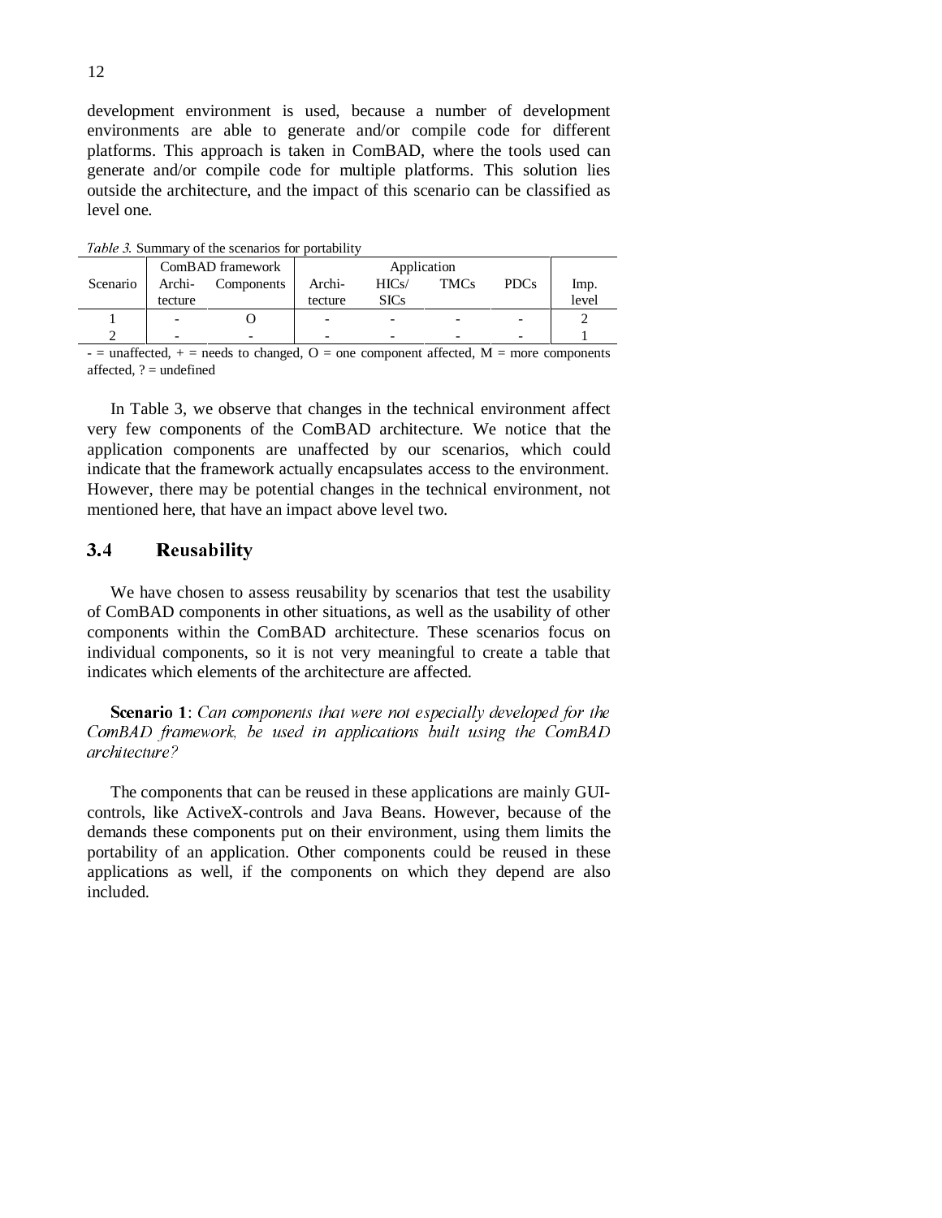development environment is used, because a number of development environments are able to generate and/or compile code for different platforms. This approach is taken in ComBAD, where the tools used can generate and/or compile code for multiple platforms. This solution lies outside the architecture, and the impact of this scenario can be classified as level one.

*Table 3.* Summary of the scenarios for portability

| Scenario | ComBAD framework | | Application | | | | Imp. level |
|---|---|---|---|---|---|---|---|
| | Archi-tecture | Components | Archi-tecture | HICs/ SICs | TMCs | PDCs | |
| 1 | - | O | - | - | - | - | 2 |
| 2 | - | - | - | - | - | - | 1 |

- = unaffected, + = needs to changed, O = one component affected, M = more components affected, ? = undefined

In Table 3, we observe that changes in the technical environment affect very few components of the ComBAD architecture. We notice that the application components are unaffected by our scenarios, which could indicate that the framework actually encapsulates access to the environment. However, there may be potential changes in the technical environment, not mentioned here, that have an impact above level two.

## 3.4 Reusability

We have chosen to assess reusability by scenarios that test the usability of ComBAD components in other situations, as well as the usability of other components within the ComBAD architecture. These scenarios focus on individual components, so it is not very meaningful to create a table that indicates which elements of the architecture are affected.

**Scenario 1**: *Can components that were not especially developed for the ComBAD framework, be used in applications built using the ComBAD architecture?*

The components that can be reused in these applications are mainly GUI-controls, like ActiveX-controls and Java Beans. However, because of the demands these components put on their environment, using them limits the portability of an application. Other components could be reused in these applications as well, if the components on which they depend are also included.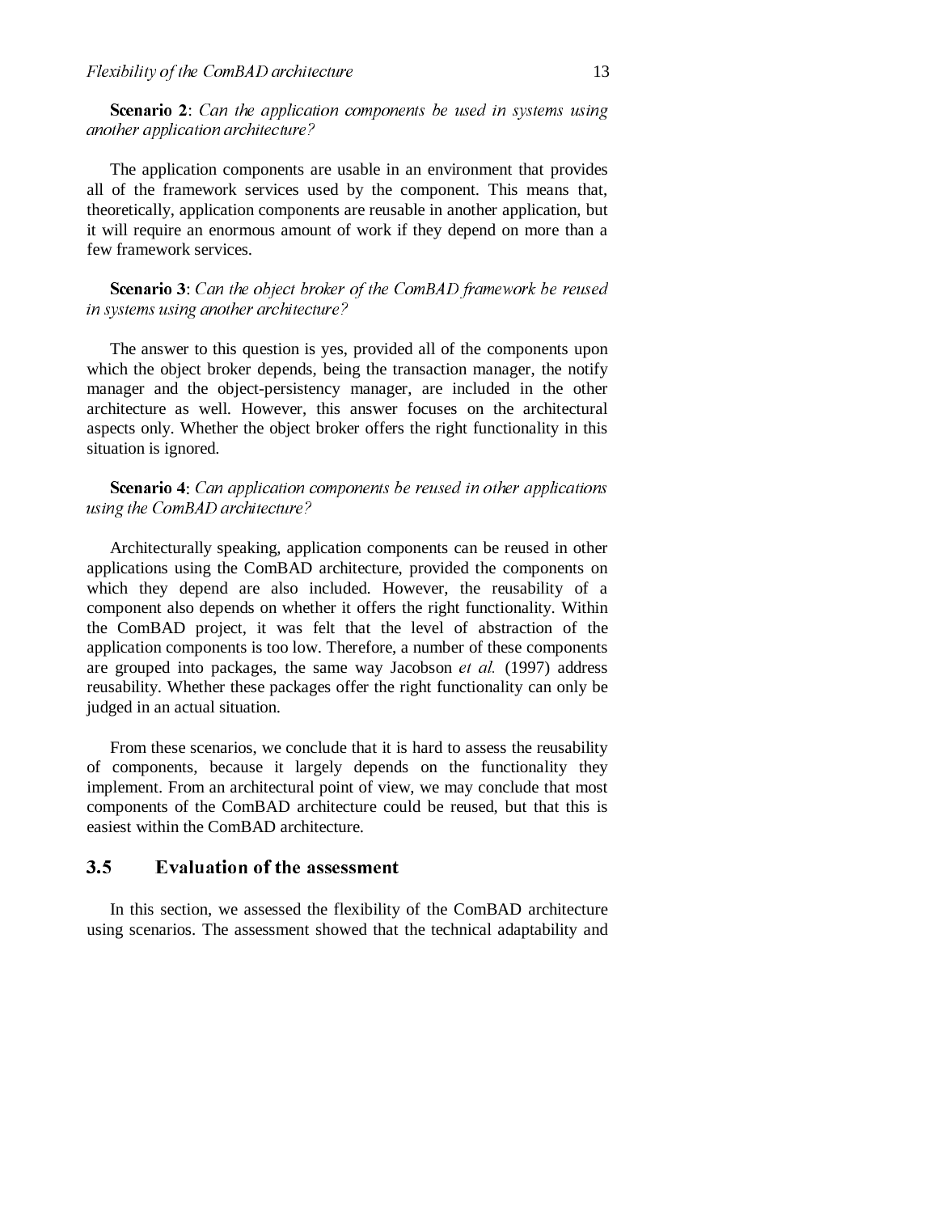**Scenario 2**: *Can the application components be used in systems using another application architecture?*

The application components are usable in an environment that provides all of the framework services used by the component. This means that, theoretically, application components are reusable in another application, but it will require an enormous amount of work if they depend on more than a few framework services.

**Scenario 3**: *Can the object broker of the ComBAD framework be reused in systems using another architecture?*

The answer to this question is yes, provided all of the components upon which the object broker depends, being the transaction manager, the notify manager and the object-persistency manager, are included in the other architecture as well. However, this answer focuses on the architectural aspects only. Whether the object broker offers the right functionality in this situation is ignored.

**Scenario 4**: *Can application components be reused in other applications using the ComBAD architecture?*

Architecturally speaking, application components can be reused in other applications using the ComBAD architecture, provided the components on which they depend are also included. However, the reusability of a component also depends on whether it offers the right functionality. Within the ComBAD project, it was felt that the level of abstraction of the application components is too low. Therefore, a number of these components are grouped into packages, the same way Jacobson *et al.* (1997) address reusability. Whether these packages offer the right functionality can only be judged in an actual situation.

From these scenarios, we conclude that it is hard to assess the reusability of components, because it largely depends on the functionality they implement. From an architectural point of view, we may conclude that most components of the ComBAD architecture could be reused, but that this is easiest within the ComBAD architecture.

## 3.5 Evaluation of the assessment

In this section, we assessed the flexibility of the ComBAD architecture using scenarios. The assessment showed that the technical adaptability and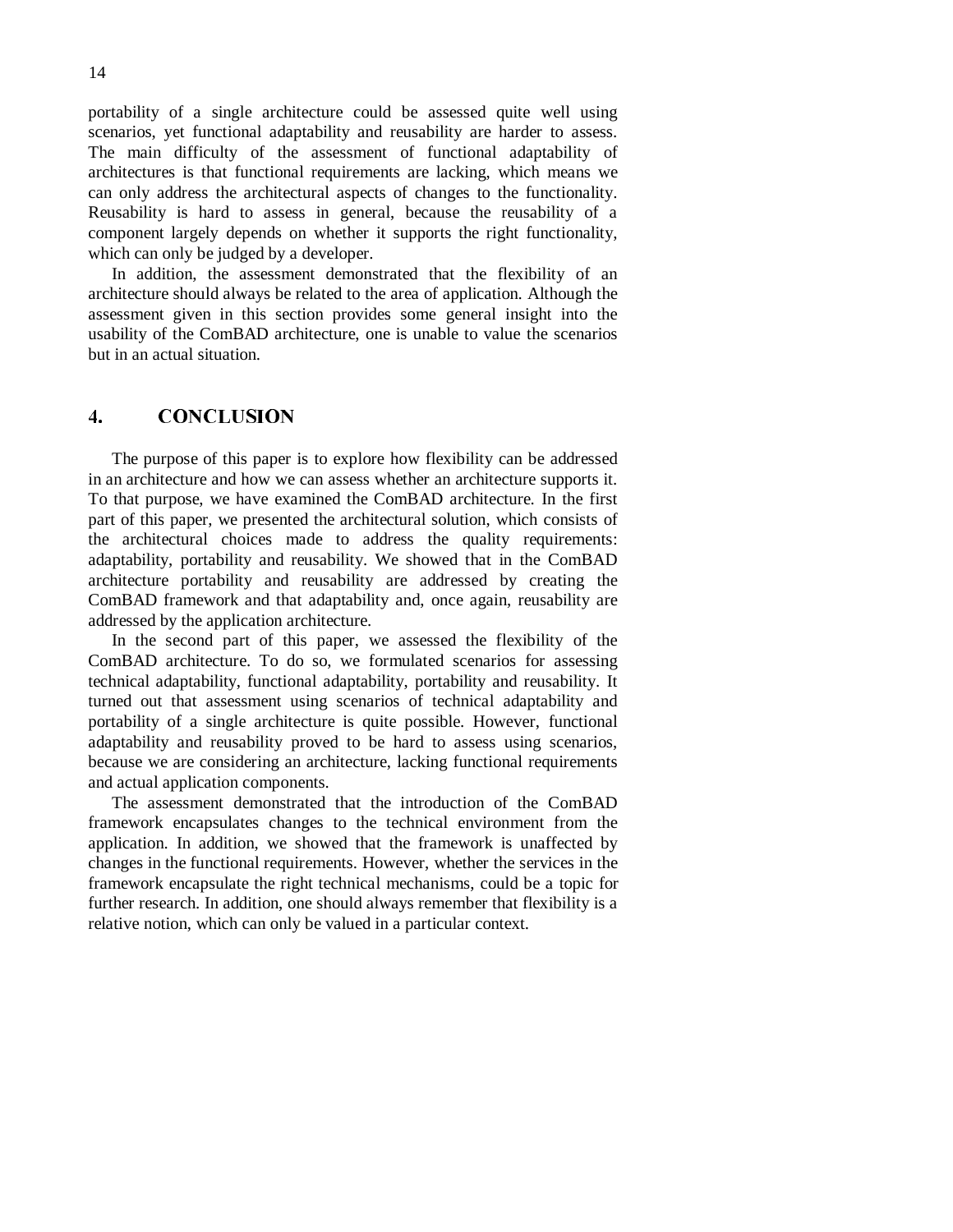portability of a single architecture could be assessed quite well using scenarios, yet functional adaptability and reusability are harder to assess. The main difficulty of the assessment of functional adaptability of architectures is that functional requirements are lacking, which means we can only address the architectural aspects of changes to the functionality. Reusability is hard to assess in general, because the reusability of a component largely depends on whether it supports the right functionality, which can only be judged by a developer.

In addition, the assessment demonstrated that the flexibility of an architecture should always be related to the area of application. Although the assessment given in this section provides some general insight into the usability of the ComBAD architecture, one is unable to value the scenarios but in an actual situation.

## 4. CONCLUSION

The purpose of this paper is to explore how flexibility can be addressed in an architecture and how we can assess whether an architecture supports it. To that purpose, we have examined the ComBAD architecture. In the first part of this paper, we presented the architectural solution, which consists of the architectural choices made to address the quality requirements: adaptability, portability and reusability. We showed that in the ComBAD architecture portability and reusability are addressed by creating the ComBAD framework and that adaptability and, once again, reusability are addressed by the application architecture.

In the second part of this paper, we assessed the flexibility of the ComBAD architecture. To do so, we formulated scenarios for assessing technical adaptability, functional adaptability, portability and reusability. It turned out that assessment using scenarios of technical adaptability and portability of a single architecture is quite possible. However, functional adaptability and reusability proved to be hard to assess using scenarios, because we are considering an architecture, lacking functional requirements and actual application components.

The assessment demonstrated that the introduction of the ComBAD framework encapsulates changes to the technical environment from the application. In addition, we showed that the framework is unaffected by changes in the functional requirements. However, whether the services in the framework encapsulate the right technical mechanisms, could be a topic for further research. In addition, one should always remember that flexibility is a relative notion, which can only be valued in a particular context.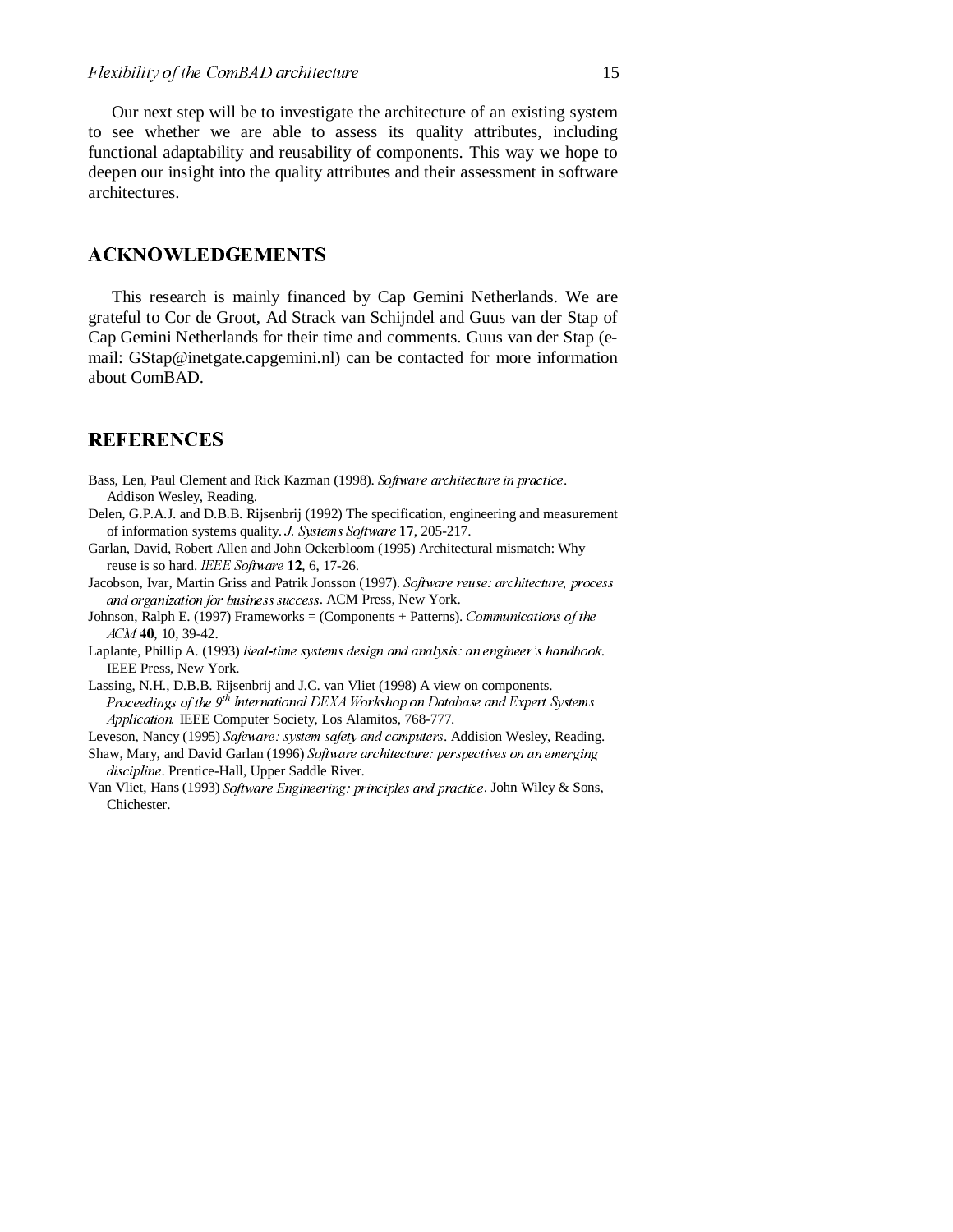Our next step will be to investigate the architecture of an existing system to see whether we are able to assess its quality attributes, including functional adaptability and reusability of components. This way we hope to deepen our insight into the quality attributes and their assessment in software architectures.

## ACKNOWLEDGEMENTS

This research is mainly financed by Cap Gemini Netherlands. We are grateful to Cor de Groot, Ad Strack van Schijndel and Guus van der Stap of Cap Gemini Netherlands for their time and comments. Guus van der Stap (e-mail: GStap@inetgate.capgemini.nl) can be contacted for more information about ComBAD.

## REFERENCES

Bass, Len, Paul Clement and Rick Kazman (1998). *Software architecture in practice*. Addison Wesley, Reading.

Delen, G.P.A.J. and D.B.B. Rijsenbrij (1992) The specification, engineering and measurement of information systems quality. *J. Systems Software* **17**, 205-217.

Garlan, David, Robert Allen and John Ockerbloom (1995) Architectural mismatch: Why reuse is so hard. *IEEE Software* **12**, 6, 17-26.

Jacobson, Ivar, Martin Griss and Patrik Jonsson (1997). *Software reuse: architecture, process and organization for business success*. ACM Press, New York.

Johnson, Ralph E. (1997) Frameworks = (Components + Patterns). *Communications of the ACM* **40**, 10, 39-42.

Laplante, Phillip A. (1993) *Real-time systems design and analysis: an engineer's handbook*. IEEE Press, New York.

Lassing, N.H., D.B.B. Rijsenbrij and J.C. van Vliet (1998) A view on components. *Proceedings of the 9th International DEXA Workshop on Database and Expert Systems Application.* IEEE Computer Society, Los Alamitos, 768-777.

Leveson, Nancy (1995) *Safeware: system safety and computers*. Addision Wesley, Reading.

Shaw, Mary, and David Garlan (1996) *Software architecture: perspectives on an emerging discipline*. Prentice-Hall, Upper Saddle River.

Van Vliet, Hans (1993) *Software Engineering: principles and practice*. John Wiley & Sons, Chichester.